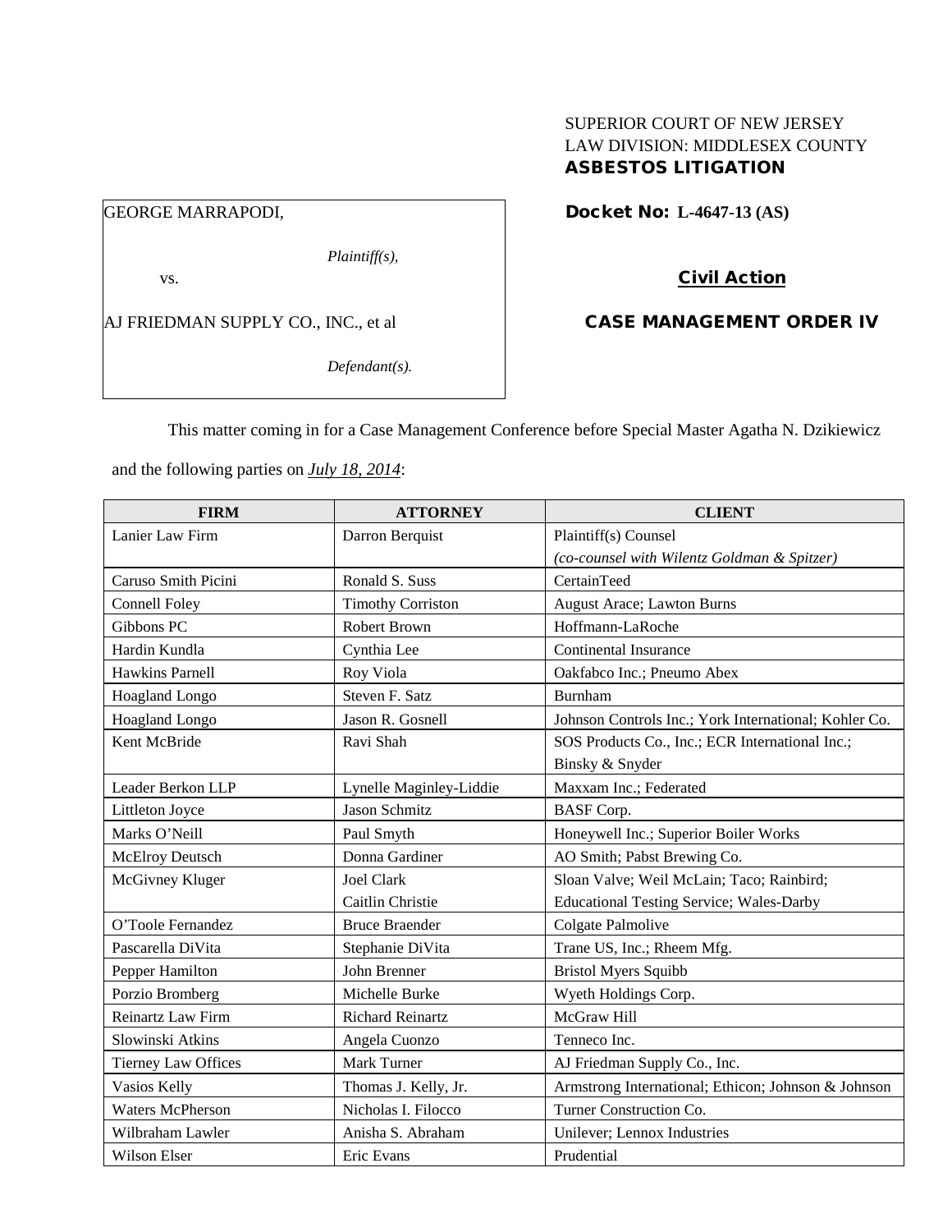SUPERIOR COURT OF NEW JERSEY
LAW DIVISION: MIDDLESEX COUNTY
**ASBESTOS LITIGATION**

GEORGE MARRAPODI,

*Plaintiff(s),*

vs.

AJ FRIEDMAN SUPPLY CO., INC., et al

*Defendant(s).*

**Docket No: L-4647-13 (AS)**

**Civil Action**

**CASE MANAGEMENT ORDER IV**

This matter coming in for a Case Management Conference before Special Master Agatha N. Dzikiewicz and the following parties on *July 18, 2014*:

| FIRM | ATTORNEY | CLIENT |
|---|---|---|
| Lanier Law Firm | Darron Berquist | Plaintiff(s) Counsel *(co-counsel with Wilentz Goldman & Spitzer)* |
| Caruso Smith Picini | Ronald S. Suss | CertainTeed |
| Connell Foley | Timothy Corriston | August Arace; Lawton Burns |
| Gibbons PC | Robert Brown | Hoffmann-LaRoche |
| Hardin Kundla | Cynthia Lee | Continental Insurance |
| Hawkins Parnell | Roy Viola | Oakfabco Inc.; Pneumo Abex |
| Hoagland Longo | Steven F. Satz | Burnham |
| Hoagland Longo | Jason R. Gosnell | Johnson Controls Inc.; York International; Kohler Co. |
| Kent McBride | Ravi Shah | SOS Products Co., Inc.; ECR International Inc.; Binsky & Snyder |
| Leader Berkon LLP | Lynelle Maginley-Liddie | Maxxam Inc.; Federated |
| Littleton Joyce | Jason Schmitz | BASF Corp. |
| Marks O'Neill | Paul Smyth | Honeywell Inc.; Superior Boiler Works |
| McElroy Deutsch | Donna Gardiner | AO Smith; Pabst Brewing Co. |
| McGivney Kluger | Joel Clark<br>Caitlin Christie | Sloan Valve; Weil McLain; Taco; Rainbird; Educational Testing Service; Wales-Darby |
| O'Toole Fernandez | Bruce Braender | Colgate Palmolive |
| Pascarella DiVita | Stephanie DiVita | Trane US, Inc.; Rheem Mfg. |
| Pepper Hamilton | John Brenner | Bristol Myers Squibb |
| Porzio Bromberg | Michelle Burke | Wyeth Holdings Corp. |
| Reinartz Law Firm | Richard Reinartz | McGraw Hill |
| Slowinski Atkins | Angela Cuonzo | Tenneco Inc. |
| Tierney Law Offices | Mark Turner | AJ Friedman Supply Co., Inc. |
| Vasios Kelly | Thomas J. Kelly, Jr. | Armstrong International; Ethicon; Johnson & Johnson |
| Waters McPherson | Nicholas I. Filocco | Turner Construction Co. |
| Wilbraham Lawler | Anisha S. Abraham | Unilever; Lennox Industries |
| Wilson Elser | Eric Evans | Prudential |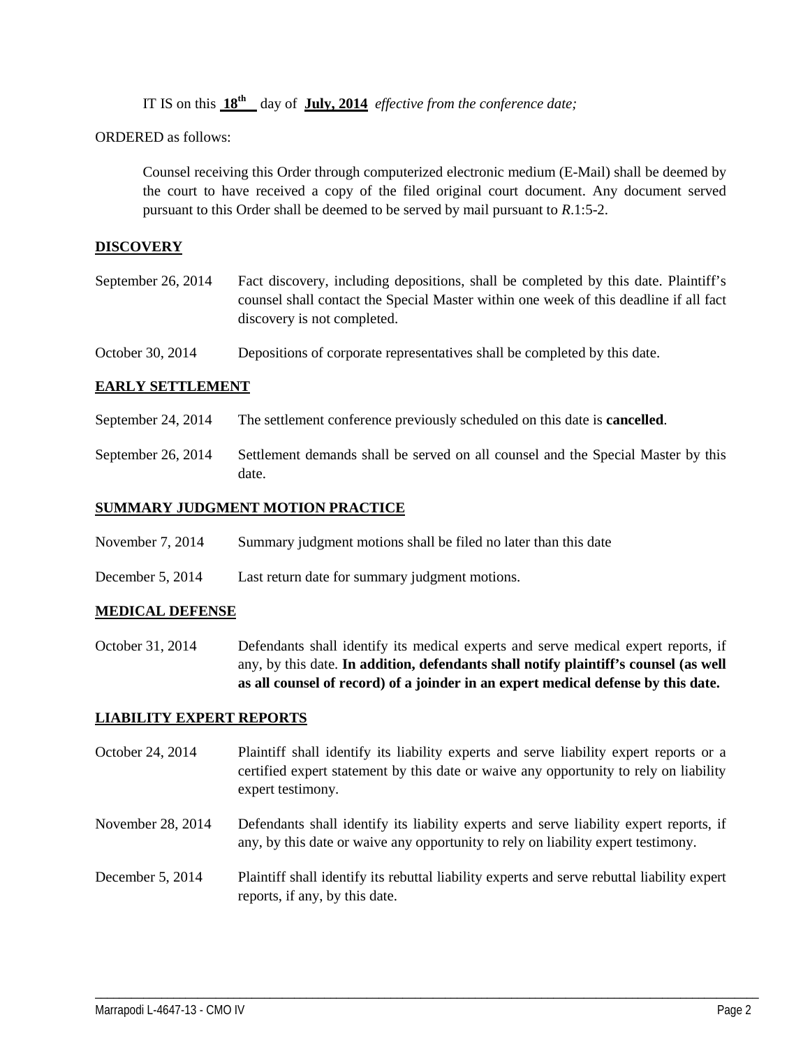IT IS on this **18th** day of **July, 2014** *effective from the conference date;*

ORDERED as follows:

Counsel receiving this Order through computerized electronic medium (E-Mail) shall be deemed by the court to have received a copy of the filed original court document. Any document served pursuant to this Order shall be deemed to be served by mail pursuant to *R*.1:5-2.

**DISCOVERY**

September 26, 2014 — Fact discovery, including depositions, shall be completed by this date. Plaintiff's counsel shall contact the Special Master within one week of this deadline if all fact discovery is not completed.

October 30, 2014 — Depositions of corporate representatives shall be completed by this date.

**EARLY SETTLEMENT**

September 24, 2014 — The settlement conference previously scheduled on this date is **cancelled**.

September 26, 2014 — Settlement demands shall be served on all counsel and the Special Master by this date.

**SUMMARY JUDGMENT MOTION PRACTICE**

November 7, 2014 — Summary judgment motions shall be filed no later than this date

December 5, 2014 — Last return date for summary judgment motions.

**MEDICAL DEFENSE**

October 31, 2014 — Defendants shall identify its medical experts and serve medical expert reports, if any, by this date. **In addition, defendants shall notify plaintiff's counsel (as well as all counsel of record) of a joinder in an expert medical defense by this date.**

**LIABILITY EXPERT REPORTS**

October 24, 2014 — Plaintiff shall identify its liability experts and serve liability expert reports or a certified expert statement by this date or waive any opportunity to rely on liability expert testimony.

November 28, 2014 — Defendants shall identify its liability experts and serve liability expert reports, if any, by this date or waive any opportunity to rely on liability expert testimony.

December 5, 2014 — Plaintiff shall identify its rebuttal liability experts and serve rebuttal liability expert reports, if any, by this date.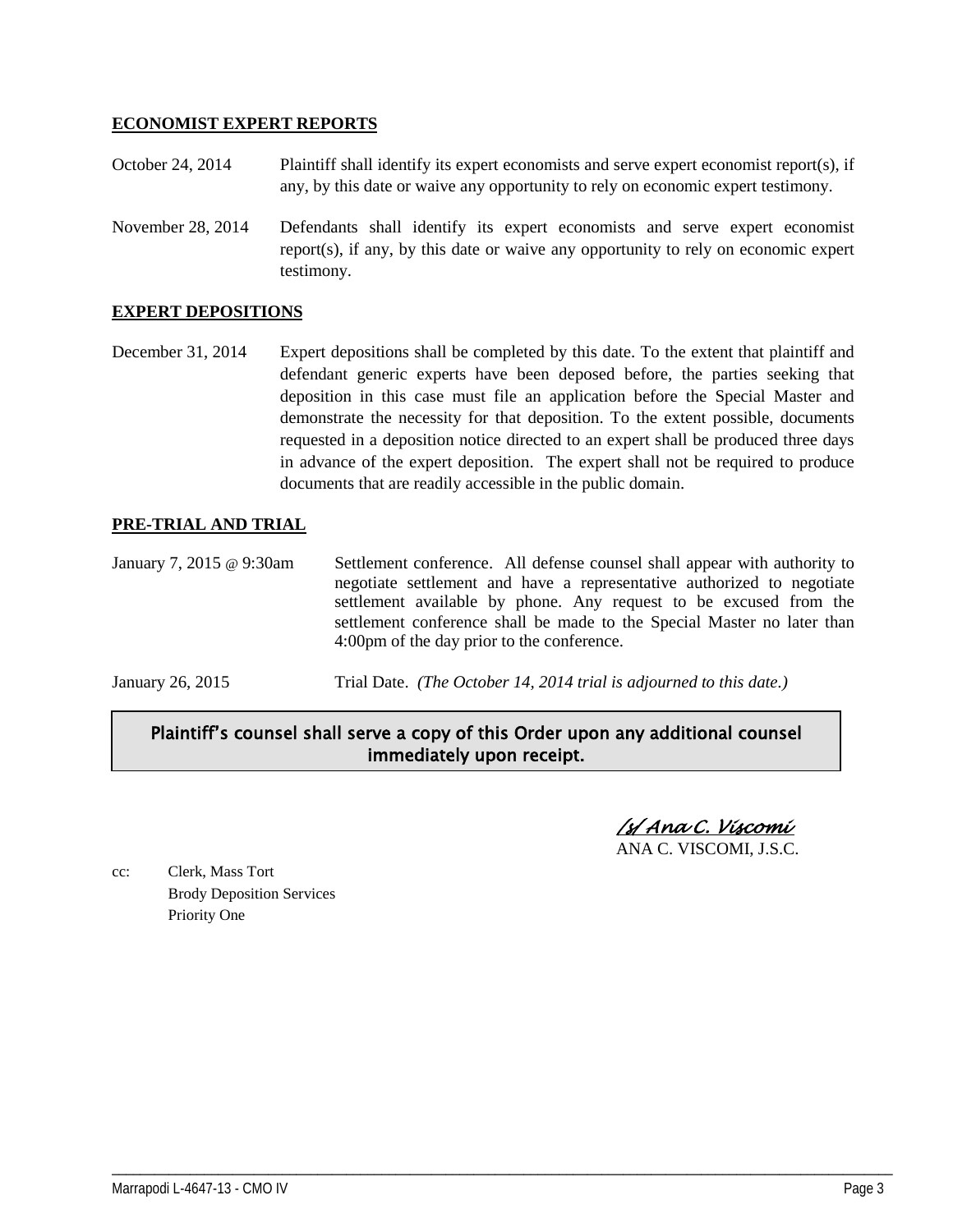**ECONOMIST EXPERT REPORTS**

| | |
|---|---|
| October 24, 2014 | Plaintiff shall identify its expert economists and serve expert economist report(s), if any, by this date or waive any opportunity to rely on economic expert testimony. |
| November 28, 2014 | Defendants shall identify its expert economists and serve expert economist report(s), if any, by this date or waive any opportunity to rely on economic expert testimony. |

**EXPERT DEPOSITIONS**

| | |
|---|---|
| December 31, 2014 | Expert depositions shall be completed by this date. To the extent that plaintiff and defendant generic experts have been deposed before, the parties seeking that deposition in this case must file an application before the Special Master and demonstrate the necessity for that deposition. To the extent possible, documents requested in a deposition notice directed to an expert shall be produced three days in advance of the expert deposition. The expert shall not be required to produce documents that are readily accessible in the public domain. |

**PRE-TRIAL AND TRIAL**

| | |
|---|---|
| January 7, 2015 @ 9:30am | Settlement conference. All defense counsel shall appear with authority to negotiate settlement and have a representative authorized to negotiate settlement available by phone. Any request to be excused from the settlement conference shall be made to the Special Master no later than 4:00pm of the day prior to the conference. |
| January 26, 2015 | Trial Date. *(The October 14, 2014 trial is adjourned to this date.)* |

**Plaintiff's counsel shall serve a copy of this Order upon any additional counsel immediately upon receipt.**

*/s/ Ana C. Viscomi*
ANA C. VISCOMI, J.S.C.

cc: Clerk, Mass Tort
Brody Deposition Services
Priority One